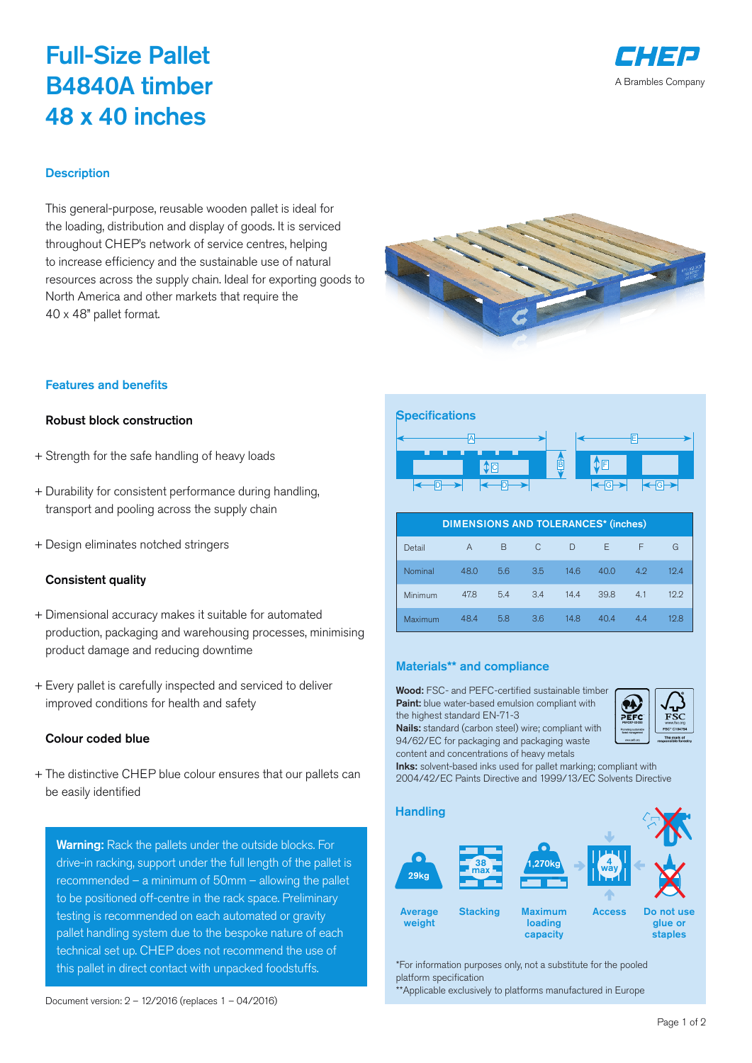# Full-Size Pallet
# B4840A timber
# 48 x 40 inches

CHEP
A Brambles Company

## Description

This general-purpose, reusable wooden pallet is ideal for the loading, distribution and display of goods. It is serviced throughout CHEP's network of service centres, helping to increase efficiency and the sustainable use of natural resources across the supply chain. Ideal for exporting goods to North America and other markets that require the 40 x 48" pallet format.

## Features and benefits

### Robust block construction

+ Strength for the safe handling of heavy loads
+ Durability for consistent performance during handling, transport and pooling across the supply chain
+ Design eliminates notched stringers

### Consistent quality

+ Dimensional accuracy makes it suitable for automated production, packaging and warehousing processes, minimising product damage and reducing downtime
+ Every pallet is carefully inspected and serviced to deliver improved conditions for health and safety

### Colour coded blue

+ The distinctive CHEP blue colour ensures that our pallets can be easily identified

**Warning:** Rack the pallets under the outside blocks. For drive-in racking, support under the full length of the pallet is recommended – a minimum of 50mm – allowing the pallet to be positioned off-centre in the rack space. Preliminary testing is recommended on each automated or gravity pallet handling system due to the bespoke nature of each technical set up. CHEP does not recommend the use of this pallet in direct contact with unpacked foodstuffs.

Document version: 2 – 12/2016 (replaces 1 – 04/2016)

## Specifications

| DIMENSIONS AND TOLERANCES* (inches) | | | | | | | |
|---|---|---|---|---|---|---|---|
| Detail | A | B | C | D | E | F | G |
| Nominal | 48.0 | 5.6 | 3.5 | 14.6 | 40.0 | 4.2 | 12.4 |
| Minimum | 47.8 | 5.4 | 3.4 | 14.4 | 39.8 | 4.1 | 12.2 |
| Maximum | 48.4 | 5.8 | 3.6 | 14.8 | 40.4 | 4.4 | 12.8 |

## Materials** and compliance

**Wood:** FSC- and PEFC-certified sustainable timber
**Paint:** blue water-based emulsion compliant with the highest standard EN-71-3
**Nails:** standard (carbon steel) wire; compliant with 94/62/EC for packaging and packaging waste content and concentrations of heavy metals
**Inks:** solvent-based inks used for pallet marking; compliant with 2004/42/EC Paints Directive and 1999/13/EC Solvents Directive

## Handling

- Average weight: 29kg
- Stacking: 38 max
- Maximum loading capacity: 1,270kg
- Access: 4 way
- Do not use glue or staples

*For information purposes only, not a substitute for the pooled platform specification
**Applicable exclusively to platforms manufactured in Europe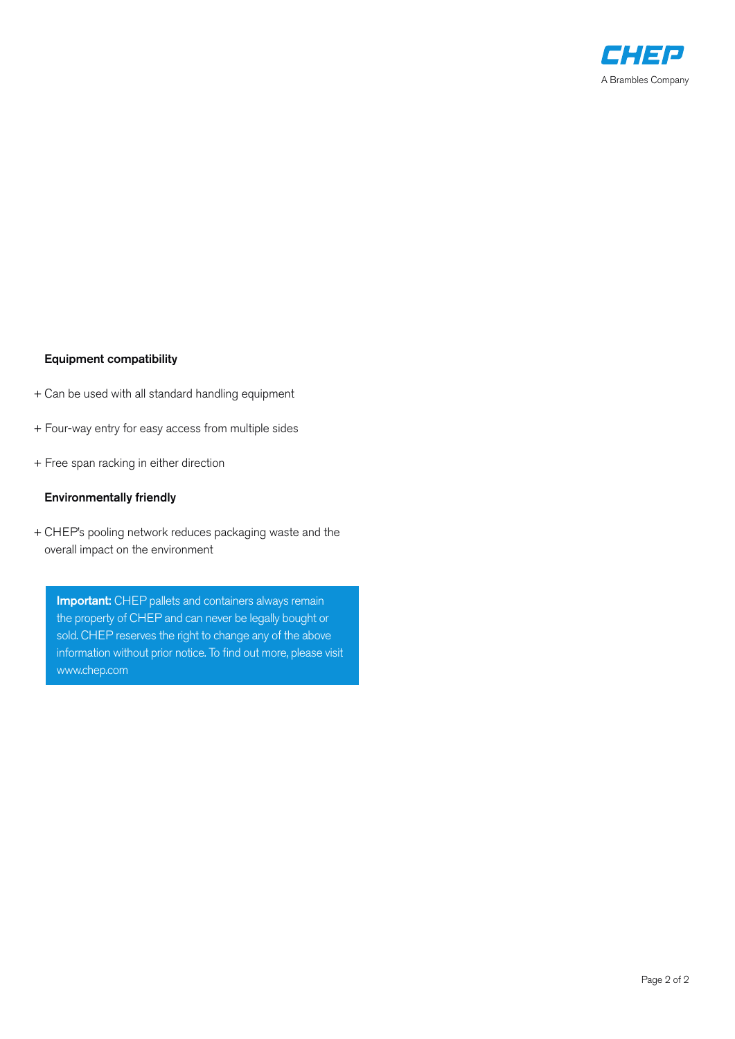**Equipment compatibility**

+ Can be used with all standard handling equipment
+ Four-way entry for easy access from multiple sides
+ Free span racking in either direction

**Environmentally friendly**

+ CHEP's pooling network reduces packaging waste and the overall impact on the environment

**Important:** CHEP pallets and containers always remain the property of CHEP and can never be legally bought or sold. CHEP reserves the right to change any of the above information without prior notice. To find out more, please visit www.chep.com